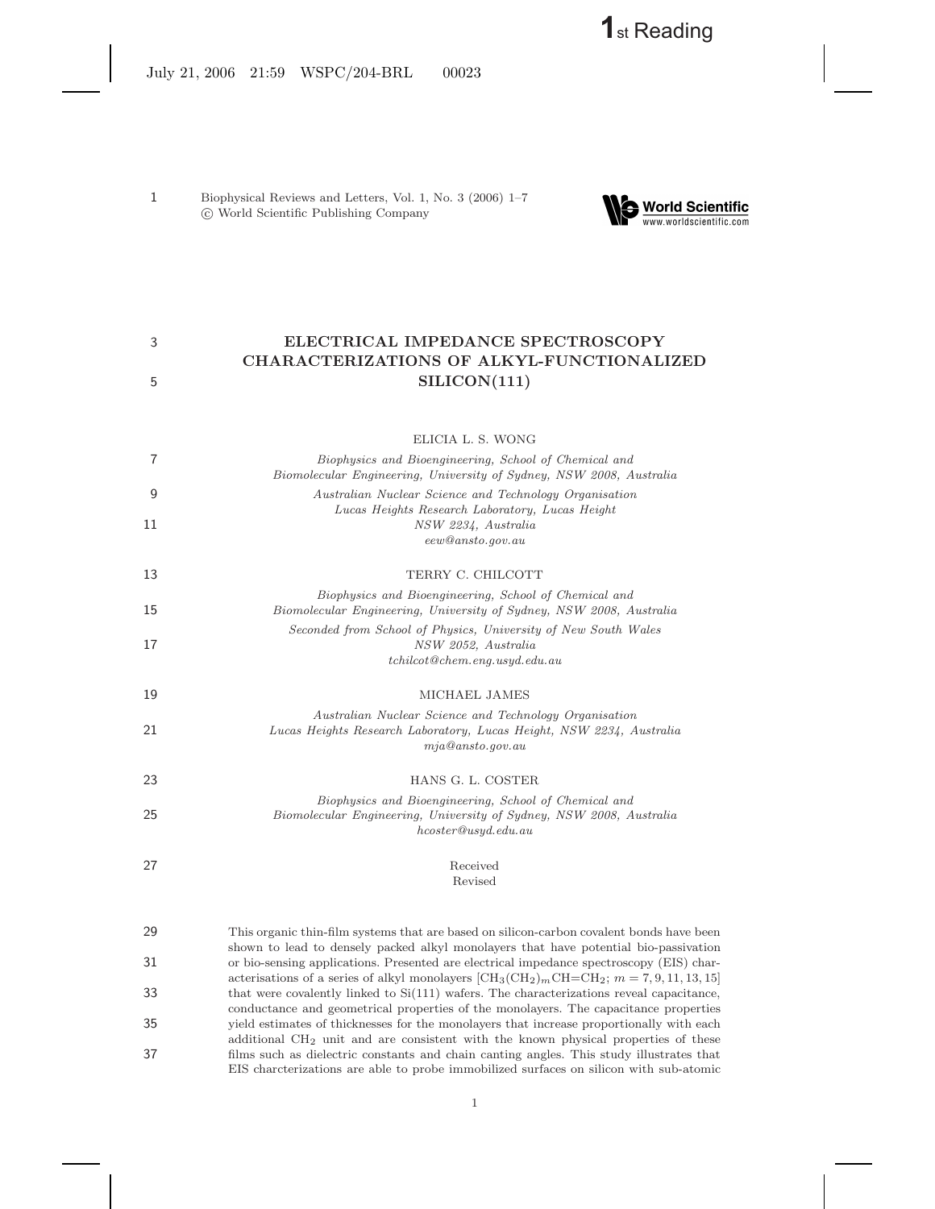Biophysical Reviews and Letters, Vol. 1, No. 3 (2006) 1–7
© World Scientific Publishing Company

# ELECTRICAL IMPEDANCE SPECTROSCOPY CHARACTERIZATIONS OF ALKYL-FUNCTIONALIZED SILICON(111)

ELICIA L. S. WONG

*Biophysics and Bioengineering, School of Chemical and Biomolecular Engineering, University of Sydney, NSW 2008, Australia*

*Australian Nuclear Science and Technology Organisation Lucas Heights Research Laboratory, Lucas Height NSW 2234, Australia*

*eew@ansto.gov.au*

TERRY C. CHILCOTT

*Biophysics and Bioengineering, School of Chemical and Biomolecular Engineering, University of Sydney, NSW 2008, Australia*

*Seconded from School of Physics, University of New South Wales NSW 2052, Australia*

*tchilcot@chem.eng.usyd.edu.au*

MICHAEL JAMES

*Australian Nuclear Science and Technology Organisation Lucas Heights Research Laboratory, Lucas Height, NSW 2234, Australia*

*mja@ansto.gov.au*

HANS G. L. COSTER

*Biophysics and Bioengineering, School of Chemical and Biomolecular Engineering, University of Sydney, NSW 2008, Australia*

*hcoster@usyd.edu.au*

Received
Revised

This organic thin-film systems that are based on silicon-carbon covalent bonds have been shown to lead to densely packed alkyl monolayers that have potential bio-passivation or bio-sensing applications. Presented are electrical impedance spectroscopy (EIS) characterisations of a series of alkyl monolayers [$CH_3(CH_2)_mCH{=}CH_2$; $m = 7, 9, 11, 13, 15$] that were covalently linked to Si(111) wafers. The characterizations reveal capacitance, conductance and geometrical properties of the monolayers. The capacitance properties yield estimates of thicknesses for the monolayers that increase proportionally with each additional $CH_2$ unit and are consistent with the known physical properties of these films such as dielectric constants and chain canting angles. This study illustrates that EIS charcterizations are able to probe immobilized surfaces on silicon with sub-atomic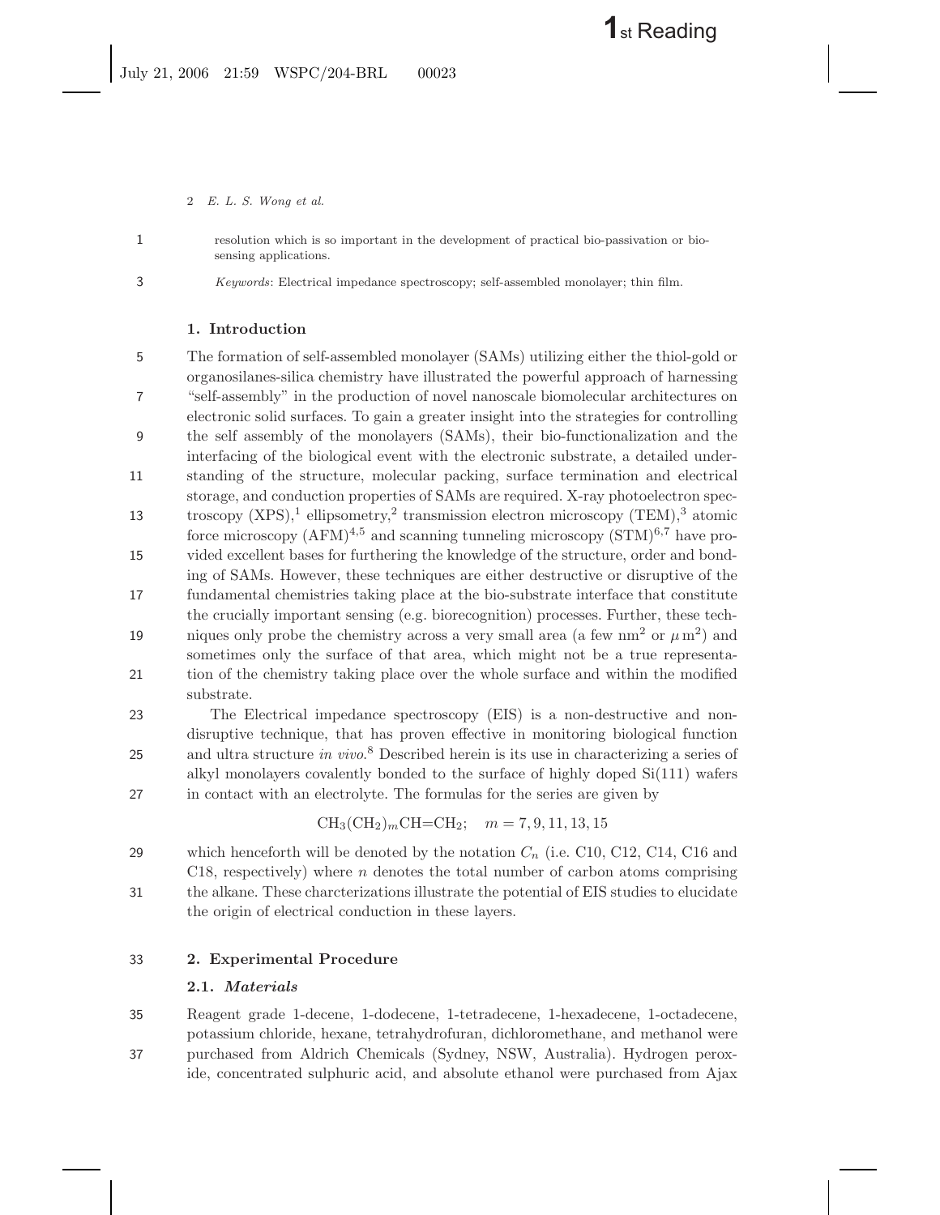resolution which is so important in the development of practical bio-passivation or biosensing applications.

*Keywords*: Electrical impedance spectroscopy; self-assembled monolayer; thin film.

## 1. Introduction

The formation of self-assembled monolayer (SAMs) utilizing either the thiol-gold or organosilanes-silica chemistry have illustrated the powerful approach of harnessing "self-assembly" in the production of novel nanoscale biomolecular architectures on electronic solid surfaces. To gain a greater insight into the strategies for controlling the self assembly of the monolayers (SAMs), their bio-functionalization and the interfacing of the biological event with the electronic substrate, a detailed understanding of the structure, molecular packing, surface termination and electrical storage, and conduction properties of SAMs are required. X-ray photoelectron spectroscopy (XPS),[1] ellipsometry,[2] transmission electron microscopy (TEM),[3] atomic force microscopy (AFM)[4,5] and scanning tunneling microscopy (STM)[6,7] have provided excellent bases for furthering the knowledge of the structure, order and bonding of SAMs. However, these techniques are either destructive or disruptive of the fundamental chemistries taking place at the bio-substrate interface that constitute the crucially important sensing (e.g. biorecognition) processes. Further, these techniques only probe the chemistry across a very small area (a few $\mathrm{nm}^2$ or $\mu\,\mathrm{m}^2$) and sometimes only the surface of that area, which might not be a true representation of the chemistry taking place over the whole surface and within the modified substrate.

The Electrical impedance spectroscopy (EIS) is a non-destructive and non-disruptive technique, that has proven effective in monitoring biological function and ultra structure *in vivo*.[8] Described herein is its use in characterizing a series of alkyl monolayers covalently bonded to the surface of highly doped Si(111) wafers in contact with an electrolyte. The formulas for the series are given by

$$\mathrm{CH_3(CH_2)}_m\mathrm{CH{=}CH_2}; \quad m = 7, 9, 11, 13, 15$$

which henceforth will be denoted by the notation $C_n$ (i.e. C10, C12, C14, C16 and C18, respectively) where $n$ denotes the total number of carbon atoms comprising the alkane. These charcterizations illustrate the potential of EIS studies to elucidate the origin of electrical conduction in these layers.

## 2. Experimental Procedure

### 2.1. *Materials*

Reagent grade 1-decene, 1-dodecene, 1-tetradecene, 1-hexadecene, 1-octadecene, potassium chloride, hexane, tetrahydrofuran, dichloromethane, and methanol were purchased from Aldrich Chemicals (Sydney, NSW, Australia). Hydrogen peroxide, concentrated sulphuric acid, and absolute ethanol were purchased from Ajax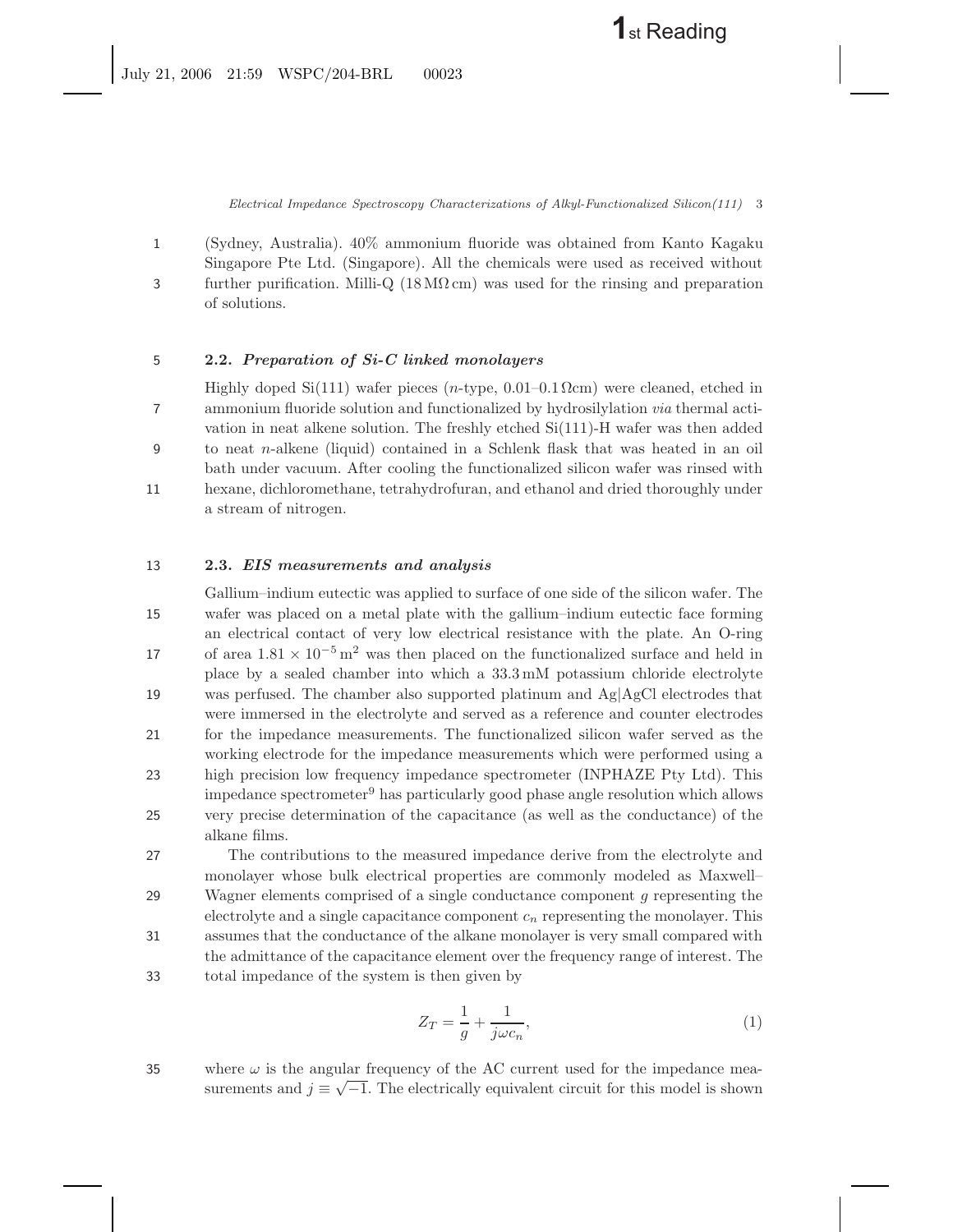(Sydney, Australia). 40% ammonium fluoride was obtained from Kanto Kagaku Singapore Pte Ltd. (Singapore). All the chemicals were used as received without further purification. Milli-Q ($18\,\mathrm{M\Omega\,cm}$) was used for the rinsing and preparation of solutions.

### 2.2. *Preparation of Si-C linked monolayers*

Highly doped Si(111) wafer pieces (*n*-type, $0.01$–$0.1\,\Omega\mathrm{cm}$) were cleaned, etched in ammonium fluoride solution and functionalized by hydrosilylation *via* thermal activation in neat alkene solution. The freshly etched Si(111)-H wafer was then added to neat *n*-alkene (liquid) contained in a Schlenk flask that was heated in an oil bath under vacuum. After cooling the functionalized silicon wafer was rinsed with hexane, dichloromethane, tetrahydrofuran, and ethanol and dried thoroughly under a stream of nitrogen.

### 2.3. *EIS measurements and analysis*

Gallium–indium eutectic was applied to surface of one side of the silicon wafer. The wafer was placed on a metal plate with the gallium–indium eutectic face forming an electrical contact of very low electrical resistance with the plate. An O-ring of area $1.81 \times 10^{-5}\,\mathrm{m}^2$ was then placed on the functionalized surface and held in place by a sealed chamber into which a $33.3\,\mathrm{mM}$ potassium chloride electrolyte was perfused. The chamber also supported platinum and Ag|AgCl electrodes that were immersed in the electrolyte and served as a reference and counter electrodes for the impedance measurements. The functionalized silicon wafer served as the working electrode for the impedance measurements which were performed using a high precision low frequency impedance spectrometer (INPHAZE Pty Ltd). This impedance spectrometer[9] has particularly good phase angle resolution which allows very precise determination of the capacitance (as well as the conductance) of the alkane films.

The contributions to the measured impedance derive from the electrolyte and monolayer whose bulk electrical properties are commonly modeled as Maxwell–Wagner elements comprised of a single conductance component $g$ representing the electrolyte and a single capacitance component $c_n$ representing the monolayer. This assumes that the conductance of the alkane monolayer is very small compared with the admittance of the capacitance element over the frequency range of interest. The total impedance of the system is then given by

$$Z_T = \frac{1}{g} + \frac{1}{j\omega c_n}, \tag{1}$$

where $\omega$ is the angular frequency of the AC current used for the impedance measurements and $j \equiv \sqrt{-1}$. The electrically equivalent circuit for this model is shown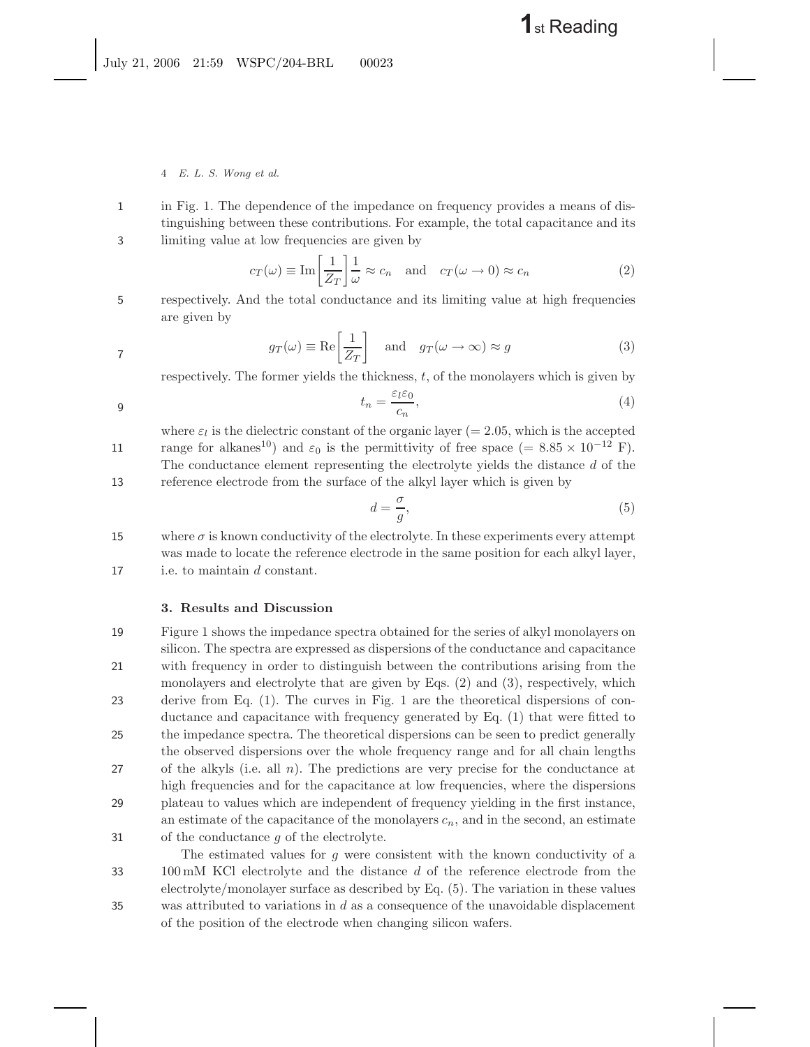in Fig. 1. The dependence of the impedance on frequency provides a means of distinguishing between these contributions. For example, the total capacitance and its limiting value at low frequencies are given by

$$c_T(\omega) \equiv \mathrm{Im}\left[\frac{1}{Z_T}\right]\frac{1}{\omega} \approx c_n \quad \text{and} \quad c_T(\omega \to 0) \approx c_n \tag{2}$$

respectively. And the total conductance and its limiting value at high frequencies are given by

$$g_T(\omega) \equiv \mathrm{Re}\left[\frac{1}{Z_T}\right] \quad \text{and} \quad g_T(\omega \to \infty) \approx g \tag{3}$$

respectively. The former yields the thickness, $t$, of the monolayers which is given by

$$t_n = \frac{\varepsilon_l \varepsilon_0}{c_n}, \tag{4}$$

where $\varepsilon_l$ is the dielectric constant of the organic layer (= 2.05, which is the accepted range for alkanes[10]) and $\varepsilon_0$ is the permittivity of free space (= $8.85 \times 10^{-12}$ F). The conductance element representing the electrolyte yields the distance $d$ of the reference electrode from the surface of the alkyl layer which is given by

$$d = \frac{\sigma}{g}, \tag{5}$$

where $\sigma$ is known conductivity of the electrolyte. In these experiments every attempt was made to locate the reference electrode in the same position for each alkyl layer, i.e. to maintain $d$ constant.

## 3. Results and Discussion

Figure 1 shows the impedance spectra obtained for the series of alkyl monolayers on silicon. The spectra are expressed as dispersions of the conductance and capacitance with frequency in order to distinguish between the contributions arising from the monolayers and electrolyte that are given by Eqs. (2) and (3), respectively, which derive from Eq. (1). The curves in Fig. 1 are the theoretical dispersions of conductance and capacitance with frequency generated by Eq. (1) that were fitted to the impedance spectra. The theoretical dispersions can be seen to predict generally the observed dispersions over the whole frequency range and for all chain lengths of the alkyls (i.e. all $n$). The predictions are very precise for the conductance at high frequencies and for the capacitance at low frequencies, where the dispersions plateau to values which are independent of frequency yielding in the first instance, an estimate of the capacitance of the monolayers $c_n$, and in the second, an estimate of the conductance $g$ of the electrolyte.

The estimated values for $g$ were consistent with the known conductivity of a 100 mM KCl electrolyte and the distance $d$ of the reference electrode from the electrolyte/monolayer surface as described by Eq. (5). The variation in these values was attributed to variations in $d$ as a consequence of the unavoidable displacement of the position of the electrode when changing silicon wafers.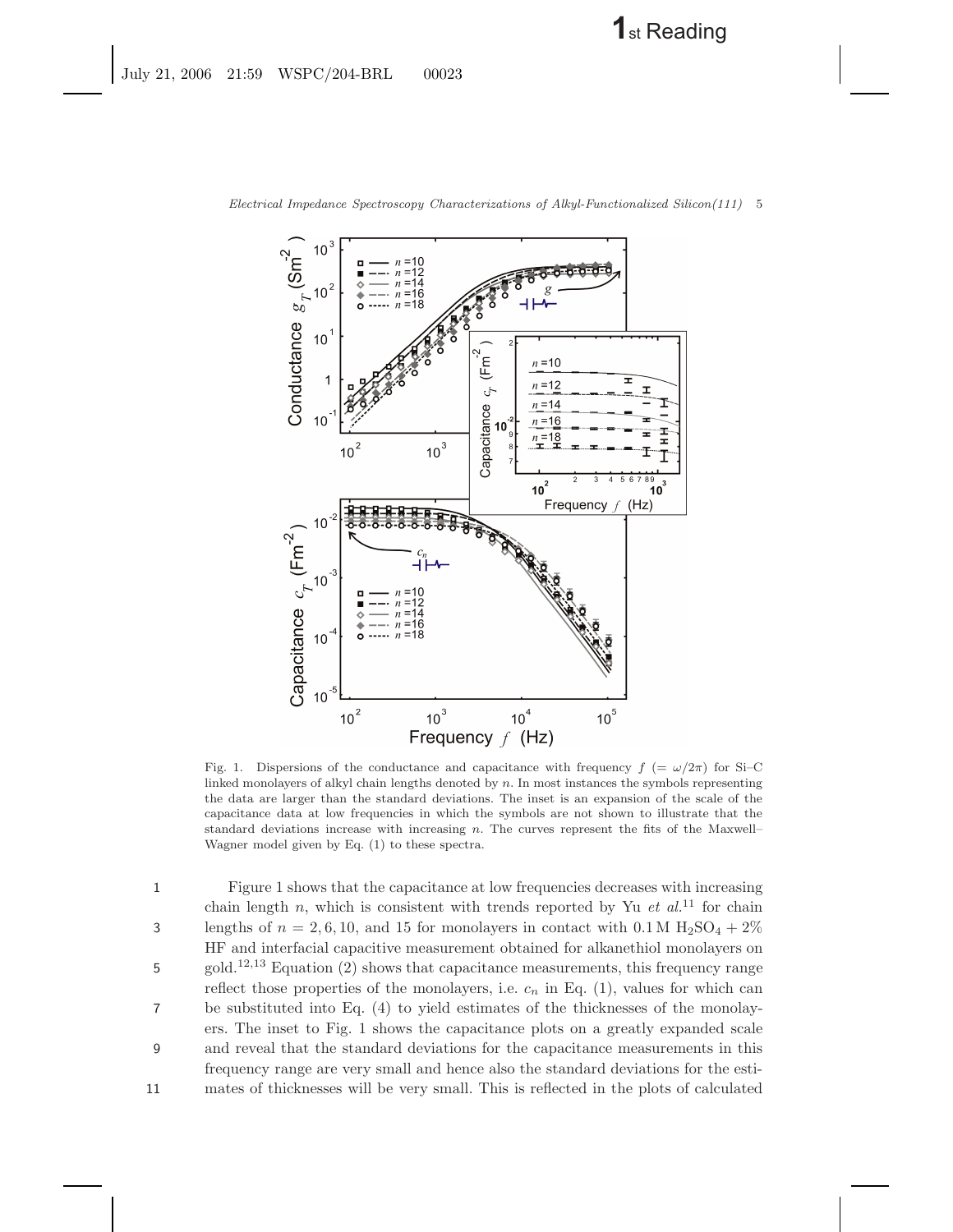Fig. 1. Dispersions of the conductance and capacitance with frequency $f$ ($= \omega/2\pi$) for Si–C linked monolayers of alkyl chain lengths denoted by $n$. In most instances the symbols representing the data are larger than the standard deviations. The inset is an expansion of the scale of the capacitance data at low frequencies in which the symbols are not shown to illustrate that the standard deviations increase with increasing $n$. The curves represent the fits of the Maxwell–Wagner model given by Eq. (1) to these spectra.

Figure 1 shows that the capacitance at low frequencies decreases with increasing chain length $n$, which is consistent with trends reported by Yu *et al.*[11] for chain lengths of $n = 2, 6, 10$, and 15 for monolayers in contact with 0.1 M $H_2SO_4$ + 2% HF and interfacial capacitive measurement obtained for alkanethiol monolayers on gold.[12,13] Equation (2) shows that capacitance measurements, this frequency range reflect those properties of the monolayers, i.e. $c_n$ in Eq. (1), values for which can be substituted into Eq. (4) to yield estimates of the thicknesses of the monolayers. The inset to Fig. 1 shows the capacitance plots on a greatly expanded scale and reveal that the standard deviations for the capacitance measurements in this frequency range are very small and hence also the standard deviations for the estimates of thicknesses will be very small. This is reflected in the plots of calculated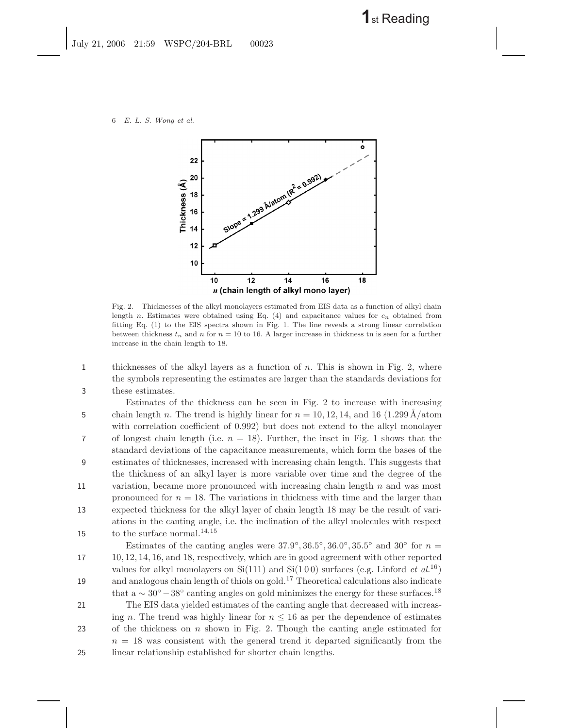Fig. 2. Thicknesses of the alkyl monolayers estimated from EIS data as a function of alkyl chain length $n$. Estimates were obtained using Eq. (4) and capacitance values for $c_n$ obtained from fitting Eq. (1) to the EIS spectra shown in Fig. 1. The line reveals a strong linear correlation between thickness $t_n$ and $n$ for $n = 10$ to 16. A larger increase in thickness tn is seen for a further increase in the chain length to 18.

thicknesses of the alkyl layers as a function of $n$. This is shown in Fig. 2, where the symbols representing the estimates are larger than the standards deviations for these estimates.

Estimates of the thickness can be seen in Fig. 2 to increase with increasing chain length $n$. The trend is highly linear for $n = 10, 12, 14$, and 16 (1.299 Å/atom with correlation coefficient of 0.992) but does not extend to the alkyl monolayer of longest chain length (i.e. $n = 18$). Further, the inset in Fig. 1 shows that the standard deviations of the capacitance measurements, which form the bases of the estimates of thicknesses, increased with increasing chain length. This suggests that the thickness of an alkyl layer is more variable over time and the degree of the variation, became more pronounced with increasing chain length $n$ and was most pronounced for $n = 18$. The variations in thickness with time and the larger than expected thickness for the alkyl layer of chain length 18 may be the result of variations in the canting angle, i.e. the inclination of the alkyl molecules with respect to the surface normal.[14,15]

Estimates of the canting angles were $37.9°, 36.5°, 36.0°, 35.5°$ and $30°$ for $n = 10, 12, 14, 16$, and 18, respectively, which are in good agreement with other reported values for alkyl monolayers on Si(111) and Si(100) surfaces (e.g. Linford *et al.*[16]) and analogous chain length of thiols on gold.[17] Theoretical calculations also indicate that a $\sim 30° - 38°$ canting angles on gold minimizes the energy for these surfaces.[18]

The EIS data yielded estimates of the canting angle that decreased with increasing $n$. The trend was highly linear for $n \leq 16$ as per the dependence of estimates of the thickness on $n$ shown in Fig. 2. Though the canting angle estimated for $n = 18$ was consistent with the general trend it departed significantly from the linear relationship established for shorter chain lengths.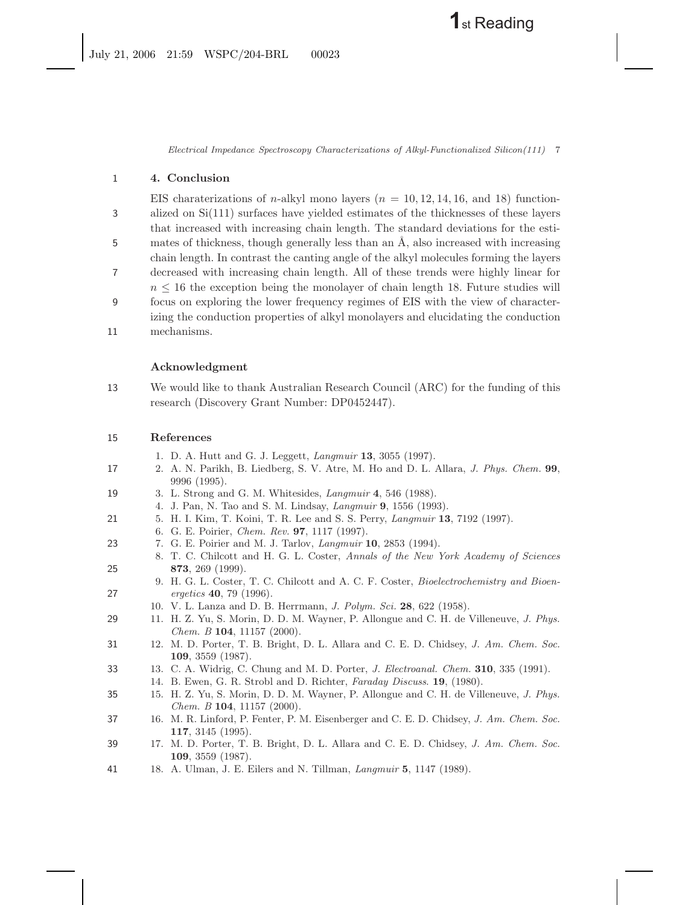## 4. Conclusion

EIS charaterizations of $n$-alkyl mono layers ($n = 10, 12, 14, 16$, and 18) functionalized on Si(111) surfaces have yielded estimates of the thicknesses of these layers that increased with increasing chain length. The standard deviations for the estimates of thickness, though generally less than an Å, also increased with increasing chain length. In contrast the canting angle of the alkyl molecules forming the layers decreased with increasing chain length. All of these trends were highly linear for $n \leq 16$ the exception being the monolayer of chain length 18. Future studies will focus on exploring the lower frequency regimes of EIS with the view of characterizing the conduction properties of alkyl monolayers and elucidating the conduction mechanisms.

### Acknowledgment

We would like to thank Australian Research Council (ARC) for the funding of this research (Discovery Grant Number: DP0452447).

## References

1. D. A. Hutt and G. J. Leggett, *Langmuir* **13**, 3055 (1997).
2. A. N. Parikh, B. Liedberg, S. V. Atre, M. Ho and D. L. Allara, *J. Phys. Chem.* **99**, 9996 (1995).
3. L. Strong and G. M. Whitesides, *Langmuir* **4**, 546 (1988).
4. J. Pan, N. Tao and S. M. Lindsay, *Langmuir* **9**, 1556 (1993).
5. H. I. Kim, T. Koini, T. R. Lee and S. S. Perry, *Langmuir* **13**, 7192 (1997).
6. G. E. Poirier, *Chem. Rev.* **97**, 1117 (1997).
7. G. E. Poirier and M. J. Tarlov, *Langmuir* **10**, 2853 (1994).
8. T. C. Chilcott and H. G. L. Coster, *Annals of the New York Academy of Sciences* **873**, 269 (1999).
9. H. G. L. Coster, T. C. Chilcott and A. C. F. Coster, *Bioelectrochemistry and Bioenergetics* **40**, 79 (1996).
10. V. L. Lanza and D. B. Herrmann, *J. Polym. Sci.* **28**, 622 (1958).
11. H. Z. Yu, S. Morin, D. D. M. Wayner, P. Allongue and C. H. de Villeneuve, *J. Phys. Chem. B* **104**, 11157 (2000).
12. M. D. Porter, T. B. Bright, D. L. Allara and C. E. D. Chidsey, *J. Am. Chem. Soc.* **109**, 3559 (1987).
13. C. A. Widrig, C. Chung and M. D. Porter, *J. Electroanal. Chem.* **310**, 335 (1991).
14. B. Ewen, G. R. Strobl and D. Richter, *Faraday Discuss.* **19**, (1980).
15. H. Z. Yu, S. Morin, D. D. M. Wayner, P. Allongue and C. H. de Villeneuve, *J. Phys. Chem. B* **104**, 11157 (2000).
16. M. R. Linford, P. Fenter, P. M. Eisenberger and C. E. D. Chidsey, *J. Am. Chem. Soc.* **117**, 3145 (1995).
17. M. D. Porter, T. B. Bright, D. L. Allara and C. E. D. Chidsey, *J. Am. Chem. Soc.* **109**, 3559 (1987).
18. A. Ulman, J. E. Eilers and N. Tillman, *Langmuir* **5**, 1147 (1989).